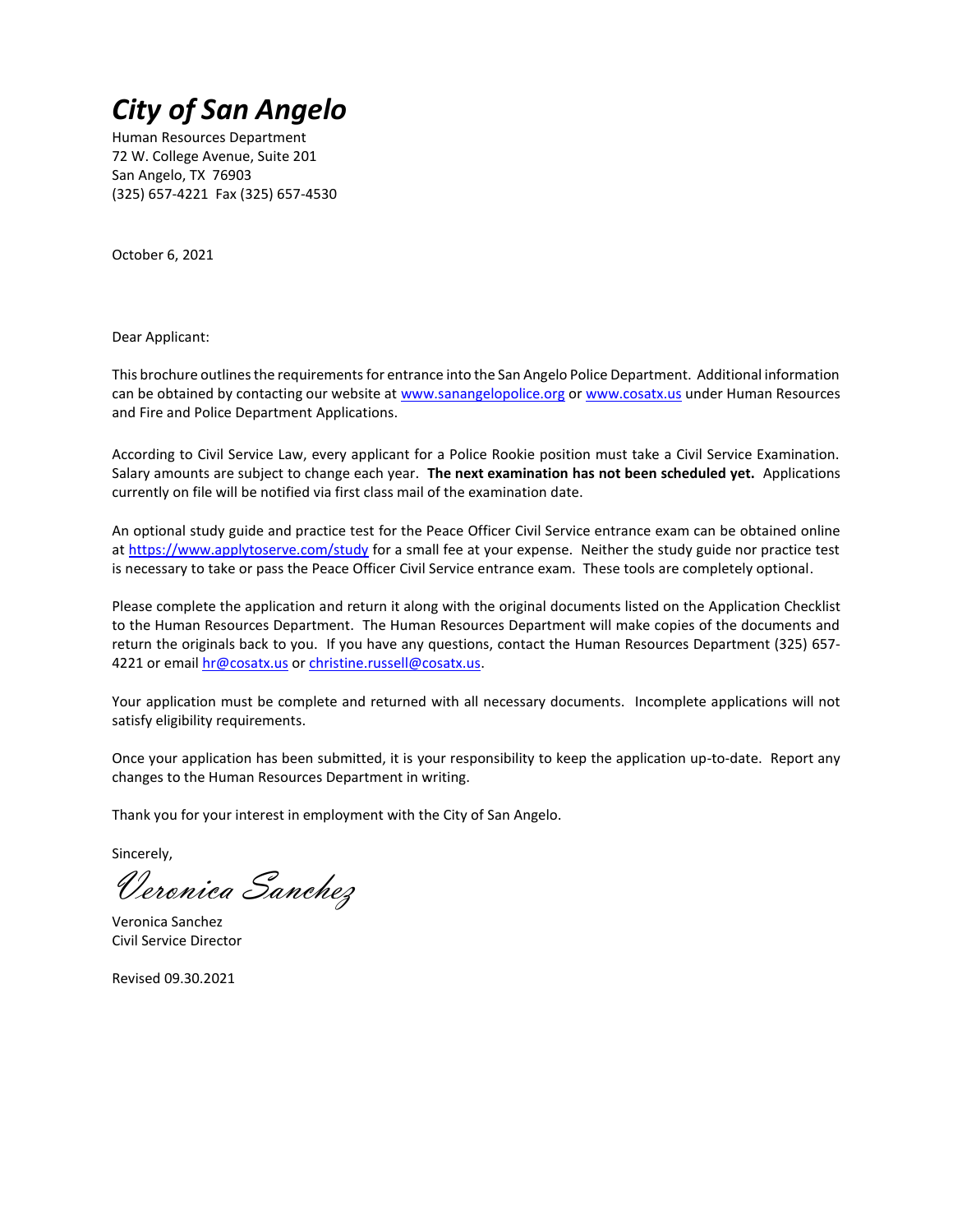# *City of San Angelo*

Human Resources Department
72 W. College Avenue, Suite 201
San Angelo, TX 76903
(325) 657-4221 Fax (325) 657-4530

October 6, 2021

Dear Applicant:

This brochure outlines the requirements for entrance into the San Angelo Police Department. Additional information can be obtained by contacting our website at www.sanangelopolice.org or www.cosatx.us under Human Resources and Fire and Police Department Applications.

According to Civil Service Law, every applicant for a Police Rookie position must take a Civil Service Examination. Salary amounts are subject to change each year. **The next examination has not been scheduled yet.** Applications currently on file will be notified via first class mail of the examination date.

An optional study guide and practice test for the Peace Officer Civil Service entrance exam can be obtained online at https://www.applytoserve.com/study for a small fee at your expense. Neither the study guide nor practice test is necessary to take or pass the Peace Officer Civil Service entrance exam. These tools are completely optional.

Please complete the application and return it along with the original documents listed on the Application Checklist to the Human Resources Department. The Human Resources Department will make copies of the documents and return the originals back to you. If you have any questions, contact the Human Resources Department (325) 657-4221 or email hr@cosatx.us or christine.russell@cosatx.us.

Your application must be complete and returned with all necessary documents. Incomplete applications will not satisfy eligibility requirements.

Once your application has been submitted, it is your responsibility to keep the application up-to-date. Report any changes to the Human Resources Department in writing.

Thank you for your interest in employment with the City of San Angelo.

Sincerely,

*Veronica Sanchez*

Veronica Sanchez
Civil Service Director

Revised 09.30.2021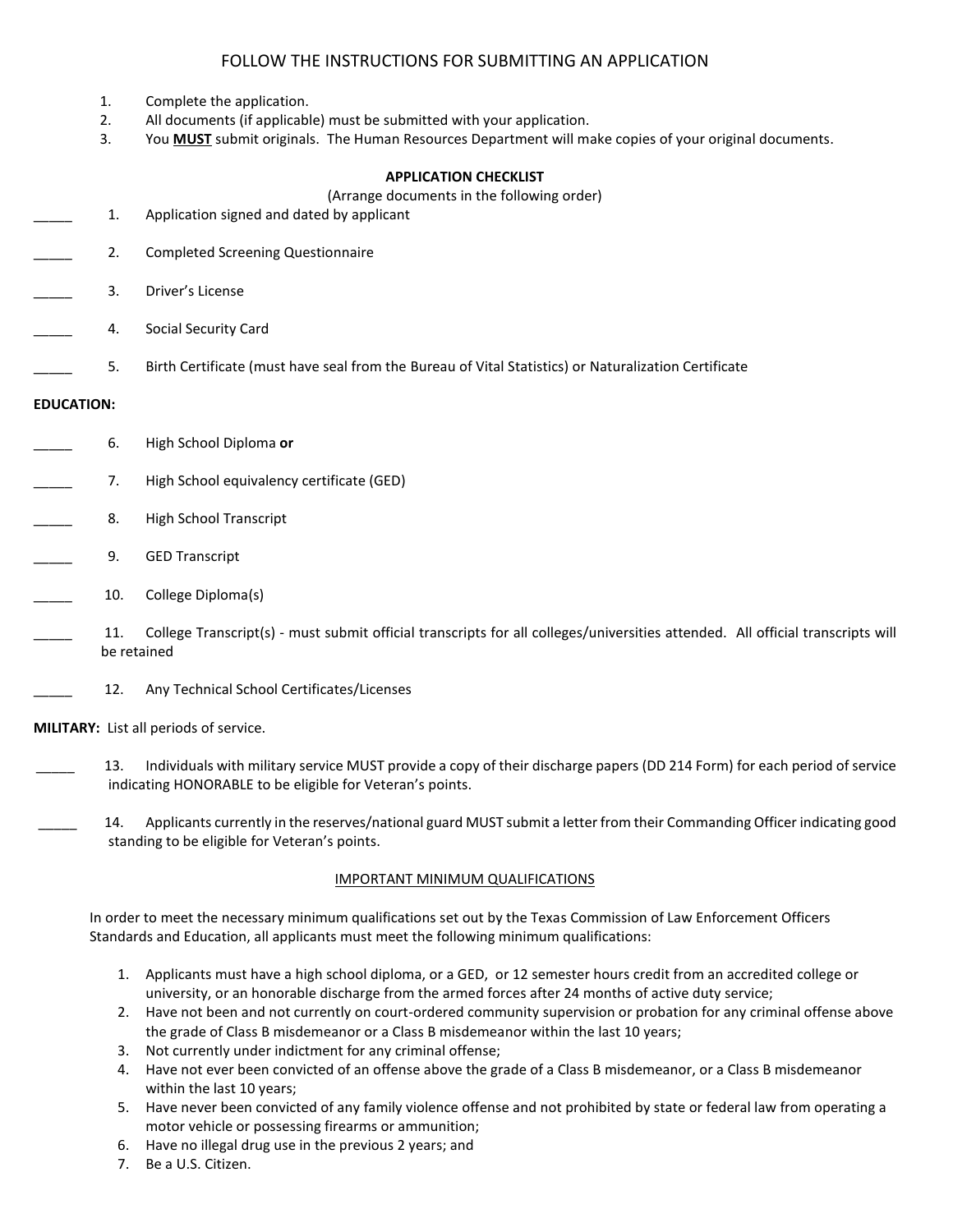# FOLLOW THE INSTRUCTIONS FOR SUBMITTING AN APPLICATION

1. Complete the application.
2. All documents (if applicable) must be submitted with your application.
3. You **MUST** submit originals. The Human Resources Department will make copies of your original documents.

**APPLICATION CHECKLIST**

(Arrange documents in the following order)

_____ 1. Application signed and dated by applicant

_____ 2. Completed Screening Questionnaire

_____ 3. Driver's License

_____ 4. Social Security Card

_____ 5. Birth Certificate (must have seal from the Bureau of Vital Statistics) or Naturalization Certificate

**EDUCATION:**

_____ 6. High School Diploma **or**

_____ 7. High School equivalency certificate (GED)

_____ 8. High School Transcript

_____ 9. GED Transcript

_____ 10. College Diploma(s)

_____ 11. College Transcript(s) - must submit official transcripts for all colleges/universities attended. All official transcripts will be retained

_____ 12. Any Technical School Certificates/Licenses

**MILITARY:** List all periods of service.

_____ 13. Individuals with military service MUST provide a copy of their discharge papers (DD 214 Form) for each period of service indicating HONORABLE to be eligible for Veteran's points.

_____ 14. Applicants currently in the reserves/national guard MUST submit a letter from their Commanding Officer indicating good standing to be eligible for Veteran's points.

<u>IMPORTANT MINIMUM QUALIFICATIONS</u>

In order to meet the necessary minimum qualifications set out by the Texas Commission of Law Enforcement Officers Standards and Education, all applicants must meet the following minimum qualifications:

1. Applicants must have a high school diploma, or a GED, or 12 semester hours credit from an accredited college or university, or an honorable discharge from the armed forces after 24 months of active duty service;
2. Have not been and not currently on court-ordered community supervision or probation for any criminal offense above the grade of Class B misdemeanor or a Class B misdemeanor within the last 10 years;
3. Not currently under indictment for any criminal offense;
4. Have not ever been convicted of an offense above the grade of a Class B misdemeanor, or a Class B misdemeanor within the last 10 years;
5. Have never been convicted of any family violence offense and not prohibited by state or federal law from operating a motor vehicle or possessing firearms or ammunition;
6. Have no illegal drug use in the previous 2 years; and
7. Be a U.S. Citizen.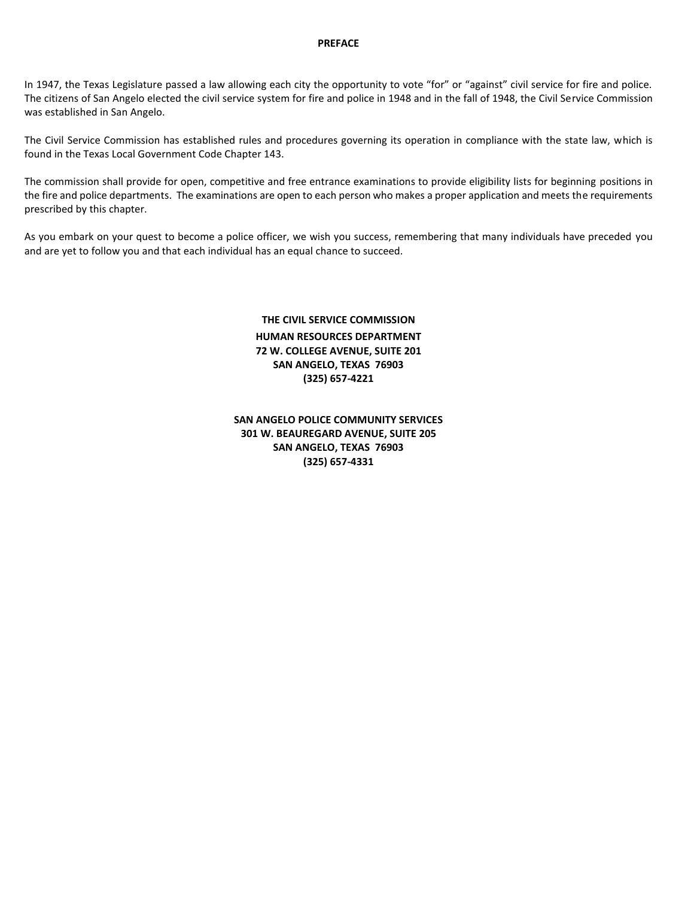# PREFACE

In 1947, the Texas Legislature passed a law allowing each city the opportunity to vote "for" or "against" civil service for fire and police. The citizens of San Angelo elected the civil service system for fire and police in 1948 and in the fall of 1948, the Civil Service Commission was established in San Angelo.

The Civil Service Commission has established rules and procedures governing its operation in compliance with the state law, which is found in the Texas Local Government Code Chapter 143.

The commission shall provide for open, competitive and free entrance examinations to provide eligibility lists for beginning positions in the fire and police departments. The examinations are open to each person who makes a proper application and meets the requirements prescribed by this chapter.

As you embark on your quest to become a police officer, we wish you success, remembering that many individuals have preceded you and are yet to follow you and that each individual has an equal chance to succeed.

**THE CIVIL SERVICE COMMISSION**
**HUMAN RESOURCES DEPARTMENT**
**72 W. COLLEGE AVENUE, SUITE 201**
**SAN ANGELO, TEXAS 76903**
**(325) 657-4221**

**SAN ANGELO POLICE COMMUNITY SERVICES**
**301 W. BEAUREGARD AVENUE, SUITE 205**
**SAN ANGELO, TEXAS 76903**
**(325) 657-4331**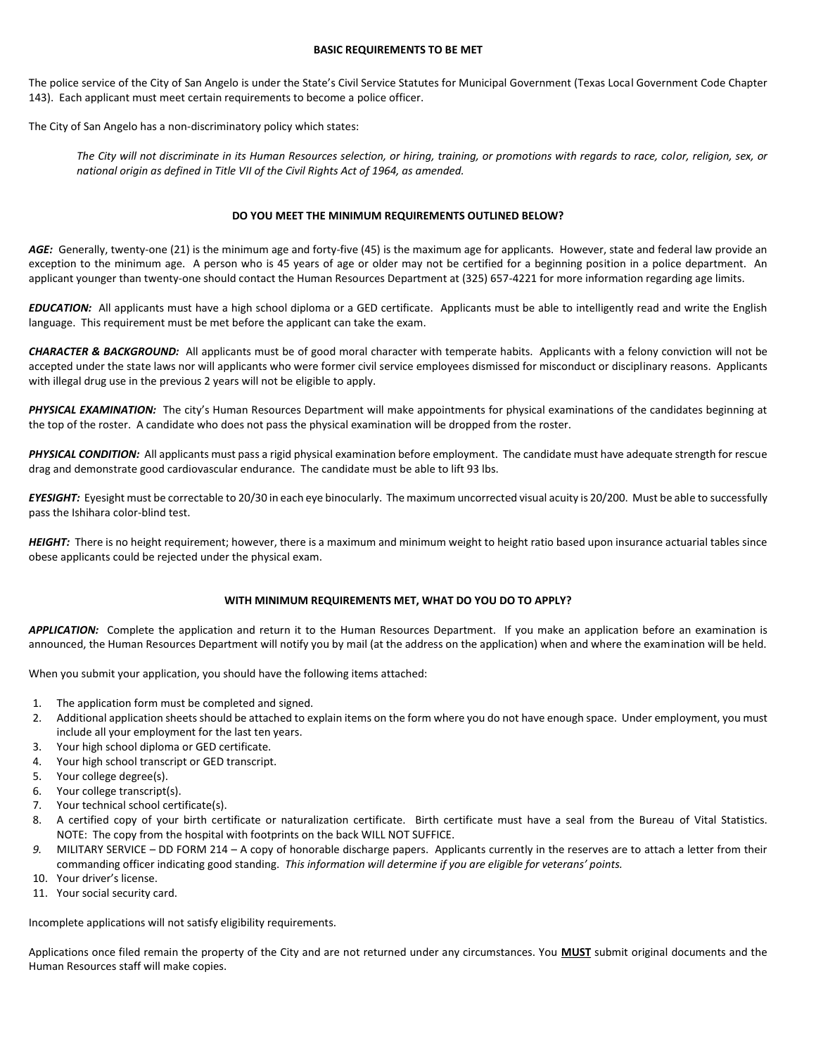## BASIC REQUIREMENTS TO BE MET

The police service of the City of San Angelo is under the State's Civil Service Statutes for Municipal Government (Texas Local Government Code Chapter 143). Each applicant must meet certain requirements to become a police officer.

The City of San Angelo has a non-discriminatory policy which states:

> *The City will not discriminate in its Human Resources selection, or hiring, training, or promotions with regards to race, color, religion, sex, or national origin as defined in Title VII of the Civil Rights Act of 1964, as amended.*

## DO YOU MEET THE MINIMUM REQUIREMENTS OUTLINED BELOW?

***AGE:*** Generally, twenty-one (21) is the minimum age and forty-five (45) is the maximum age for applicants. However, state and federal law provide an exception to the minimum age. A person who is 45 years of age or older may not be certified for a beginning position in a police department. An applicant younger than twenty-one should contact the Human Resources Department at (325) 657-4221 for more information regarding age limits.

***EDUCATION:*** All applicants must have a high school diploma or a GED certificate. Applicants must be able to intelligently read and write the English language. This requirement must be met before the applicant can take the exam.

***CHARACTER & BACKGROUND:*** All applicants must be of good moral character with temperate habits. Applicants with a felony conviction will not be accepted under the state laws nor will applicants who were former civil service employees dismissed for misconduct or disciplinary reasons. Applicants with illegal drug use in the previous 2 years will not be eligible to apply.

***PHYSICAL EXAMINATION:*** The city's Human Resources Department will make appointments for physical examinations of the candidates beginning at the top of the roster. A candidate who does not pass the physical examination will be dropped from the roster.

***PHYSICAL CONDITION:*** All applicants must pass a rigid physical examination before employment. The candidate must have adequate strength for rescue drag and demonstrate good cardiovascular endurance. The candidate must be able to lift 93 lbs.

***EYESIGHT:*** Eyesight must be correctable to 20/30 in each eye binocularly. The maximum uncorrected visual acuity is 20/200. Must be able to successfully pass the Ishihara color-blind test.

***HEIGHT:*** There is no height requirement; however, there is a maximum and minimum weight to height ratio based upon insurance actuarial tables since obese applicants could be rejected under the physical exam.

## WITH MINIMUM REQUIREMENTS MET, WHAT DO YOU DO TO APPLY?

***APPLICATION:*** Complete the application and return it to the Human Resources Department. If you make an application before an examination is announced, the Human Resources Department will notify you by mail (at the address on the application) when and where the examination will be held.

When you submit your application, you should have the following items attached:

1. The application form must be completed and signed.
2. Additional application sheets should be attached to explain items on the form where you do not have enough space. Under employment, you must include all your employment for the last ten years.
3. Your high school diploma or GED certificate.
4. Your high school transcript or GED transcript.
5. Your college degree(s).
6. Your college transcript(s).
7. Your technical school certificate(s).
8. A certified copy of your birth certificate or naturalization certificate. Birth certificate must have a seal from the Bureau of Vital Statistics. NOTE: The copy from the hospital with footprints on the back WILL NOT SUFFICE.
9. MILITARY SERVICE – DD FORM 214 – A copy of honorable discharge papers. Applicants currently in the reserves are to attach a letter from their commanding officer indicating good standing. *This information will determine if you are eligible for veterans' points.*
10. Your driver's license.
11. Your social security card.

Incomplete applications will not satisfy eligibility requirements.

Applications once filed remain the property of the City and are not returned under any circumstances. You **MUST** submit original documents and the Human Resources staff will make copies.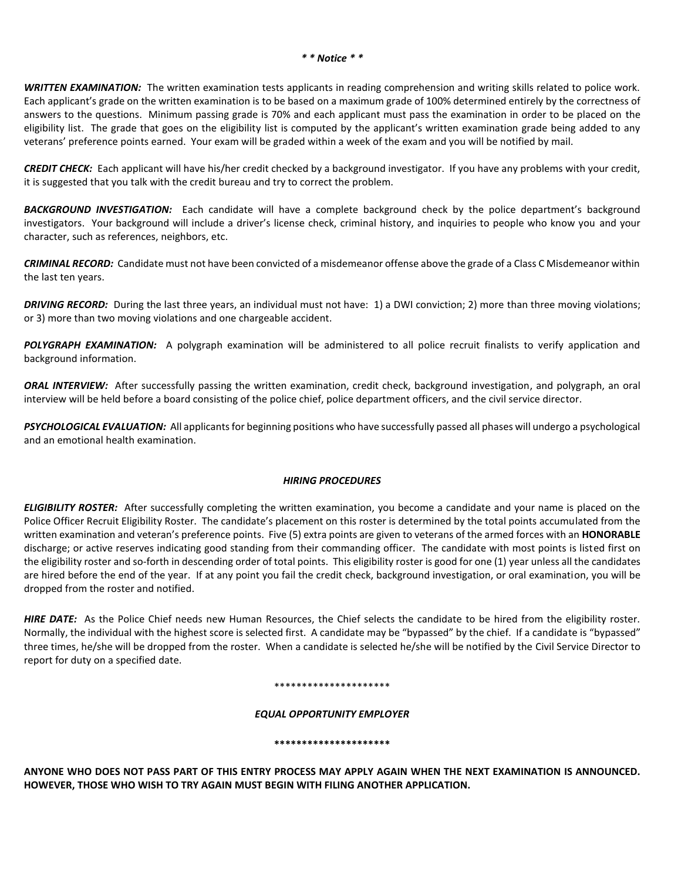*\* \* Notice \* \**

***WRITTEN EXAMINATION:*** The written examination tests applicants in reading comprehension and writing skills related to police work. Each applicant's grade on the written examination is to be based on a maximum grade of 100% determined entirely by the correctness of answers to the questions. Minimum passing grade is 70% and each applicant must pass the examination in order to be placed on the eligibility list. The grade that goes on the eligibility list is computed by the applicant's written examination grade being added to any veterans' preference points earned. Your exam will be graded within a week of the exam and you will be notified by mail.

***CREDIT CHECK:*** Each applicant will have his/her credit checked by a background investigator. If you have any problems with your credit, it is suggested that you talk with the credit bureau and try to correct the problem.

***BACKGROUND INVESTIGATION:*** Each candidate will have a complete background check by the police department's background investigators. Your background will include a driver's license check, criminal history, and inquiries to people who know you and your character, such as references, neighbors, etc.

***CRIMINAL RECORD:*** Candidate must not have been convicted of a misdemeanor offense above the grade of a Class C Misdemeanor within the last ten years.

***DRIVING RECORD:*** During the last three years, an individual must not have: 1) a DWI conviction; 2) more than three moving violations; or 3) more than two moving violations and one chargeable accident.

***POLYGRAPH EXAMINATION:*** A polygraph examination will be administered to all police recruit finalists to verify application and background information.

***ORAL INTERVIEW:*** After successfully passing the written examination, credit check, background investigation, and polygraph, an oral interview will be held before a board consisting of the police chief, police department officers, and the civil service director.

***PSYCHOLOGICAL EVALUATION:*** All applicants for beginning positions who have successfully passed all phases will undergo a psychological and an emotional health examination.

***HIRING PROCEDURES***

***ELIGIBILITY ROSTER:*** After successfully completing the written examination, you become a candidate and your name is placed on the Police Officer Recruit Eligibility Roster. The candidate's placement on this roster is determined by the total points accumulated from the written examination and veteran's preference points. Five (5) extra points are given to veterans of the armed forces with an **HONORABLE** discharge; or active reserves indicating good standing from their commanding officer. The candidate with most points is listed first on the eligibility roster and so-forth in descending order of total points. This eligibility roster is good for one (1) year unless all the candidates are hired before the end of the year. If at any point you fail the credit check, background investigation, or oral examination, you will be dropped from the roster and notified.

***HIRE DATE:*** As the Police Chief needs new Human Resources, the Chief selects the candidate to be hired from the eligibility roster. Normally, the individual with the highest score is selected first. A candidate may be "bypassed" by the chief. If a candidate is "bypassed" three times, he/she will be dropped from the roster. When a candidate is selected he/she will be notified by the Civil Service Director to report for duty on a specified date.

\*\*\*\*\*\*\*\*\*\*\*\*\*\*\*\*\*\*\*\*\*

*EQUAL OPPORTUNITY EMPLOYER*

\*\*\*\*\*\*\*\*\*\*\*\*\*\*\*\*\*\*\*\*\*

**ANYONE WHO DOES NOT PASS PART OF THIS ENTRY PROCESS MAY APPLY AGAIN WHEN THE NEXT EXAMINATION IS ANNOUNCED. HOWEVER, THOSE WHO WISH TO TRY AGAIN MUST BEGIN WITH FILING ANOTHER APPLICATION.**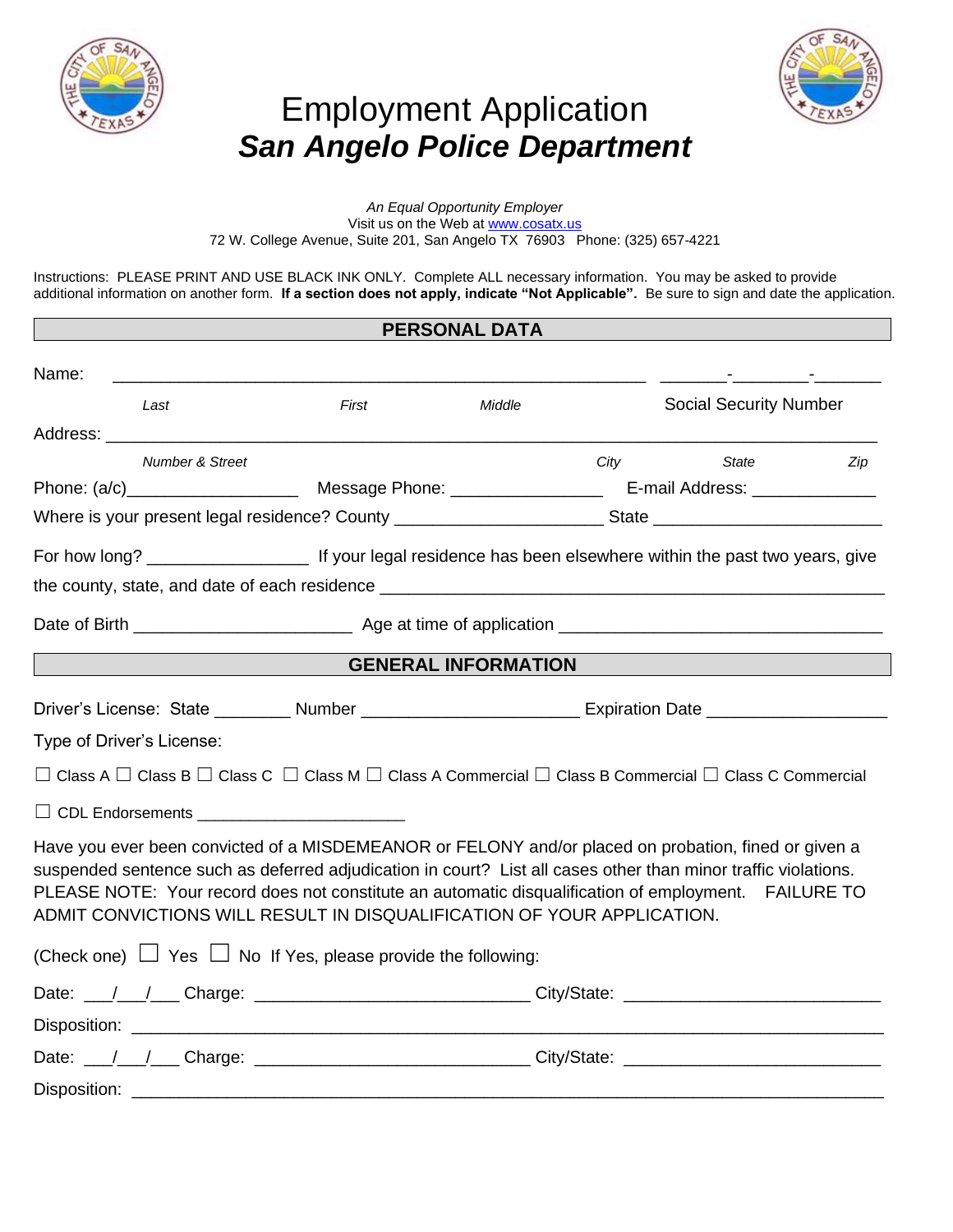# Employment Application
## *San Angelo Police Department*

*An Equal Opportunity Employer*
Visit us on the Web at www.cosatx.us
72 W. College Avenue, Suite 201, San Angelo TX 76903 Phone: (325) 657-4221

Instructions: PLEASE PRINT AND USE BLACK INK ONLY. Complete ALL necessary information. You may be asked to provide additional information on another form. **If a section does not apply, indicate "Not Applicable".** Be sure to sign and date the application.

## PERSONAL DATA

Name: ____________________________________________ _______-________-_______

*Last* *First* *Middle* Social Security Number

Address: ______________________________________________________________

*Number & Street* *City* *State* *Zip*

Phone: (a/c)__________________ Message Phone: ________________ E-mail Address: _____________

Where is your present legal residence? County _____________________ State _______________________

For how long? ________________ If your legal residence has been elsewhere within the past two years, give the county, state, and date of each residence ______________________________________________

Date of Birth ______________________ Age at time of application _________________________________

## GENERAL INFORMATION

Driver's License: State ________ Number ______________________ Expiration Date __________________

Type of Driver's License:

☐ Class A ☐ Class B ☐ Class C ☐ Class M ☐ Class A Commercial ☐ Class B Commercial ☐ Class C Commercial

☐ CDL Endorsements ______________________

Have you ever been convicted of a MISDEMEANOR or FELONY and/or placed on probation, fined or given a suspended sentence such as deferred adjudication in court? List all cases other than minor traffic violations. PLEASE NOTE: Your record does not constitute an automatic disqualification of employment. FAILURE TO ADMIT CONVICTIONS WILL RESULT IN DISQUALIFICATION OF YOUR APPLICATION.

(Check one) ☐ Yes ☐ No If Yes, please provide the following:

Date: ___/___/___ Charge: ____________________________ City/State: _________________________

Disposition: ______________________________________________________________________

Date: ___/___/___ Charge: ____________________________ City/State: _________________________

Disposition: ______________________________________________________________________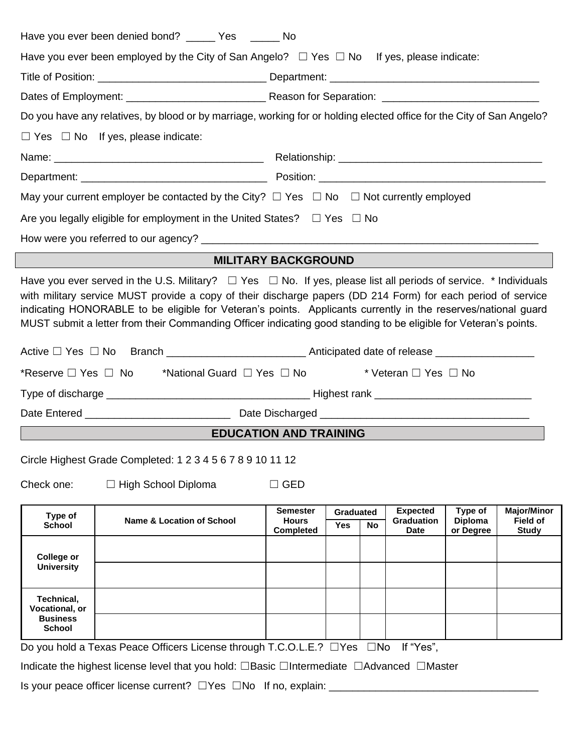Have you ever been denied bond? _____ Yes _____ No

Have you ever been employed by the City of San Angelo? ☐ Yes ☐ No If yes, please indicate:

Title of Position: _____________________________ Department: ____________________________________

Dates of Employment: ________________________ Reason for Separation: __________________________

Do you have any relatives, by blood or by marriage, working for or holding elected office for the City of San Angelo?

☐ Yes ☐ No If yes, please indicate:

Name: ____________________________________ Relationship: __________________________________

Department: ________________________________ Position: _______________________________________

May your current employer be contacted by the City? ☐ Yes ☐ No ☐ Not currently employed

Are you legally eligible for employment in the United States? ☐ Yes ☐ No

How were you referred to our agency? __________________________________________________________

## MILITARY BACKGROUND

Have you ever served in the U.S. Military? ☐ Yes ☐ No. If yes, please list all periods of service. * Individuals with military service MUST provide a copy of their discharge papers (DD 214 Form) for each period of service indicating HONORABLE to be eligible for Veteran's points. Applicants currently in the reserves/national guard MUST submit a letter from their Commanding Officer indicating good standing to be eligible for Veteran's points.

Active ☐ Yes ☐ No Branch ________________________ Anticipated date of release ________________

*Reserve ☐ Yes ☐ No *National Guard ☐ Yes ☐ No * Veteran ☐ Yes ☐ No

Type of discharge ___________________________________ Highest rank __________________________

Date Entered ________________________ Date Discharged ___________________________________

## EDUCATION AND TRAINING

Circle Highest Grade Completed: 1 2 3 4 5 6 7 8 9 10 11 12

Check one: ☐ High School Diploma ☐ GED

| Type of School | Name & Location of School | Semester Hours Completed | Graduated | | Expected Graduation Date | Type of Diploma or Degree | Major/Minor Field of Study |
|---|---|---|---|---|---|---|---|
| | | | Yes | No | | | |
| College or University | | | | | | | |
| | | | | | | | |
| Technical, Vocational, or Business School | | | | | | | |
| | | | | | | | |

Do you hold a Texas Peace Officers License through T.C.O.L.E.? ☐Yes ☐No If "Yes",

Indicate the highest license level that you hold: ☐Basic ☐Intermediate ☐Advanced ☐Master

Is your peace officer license current? ☐Yes ☐No If no, explain: ___________________________________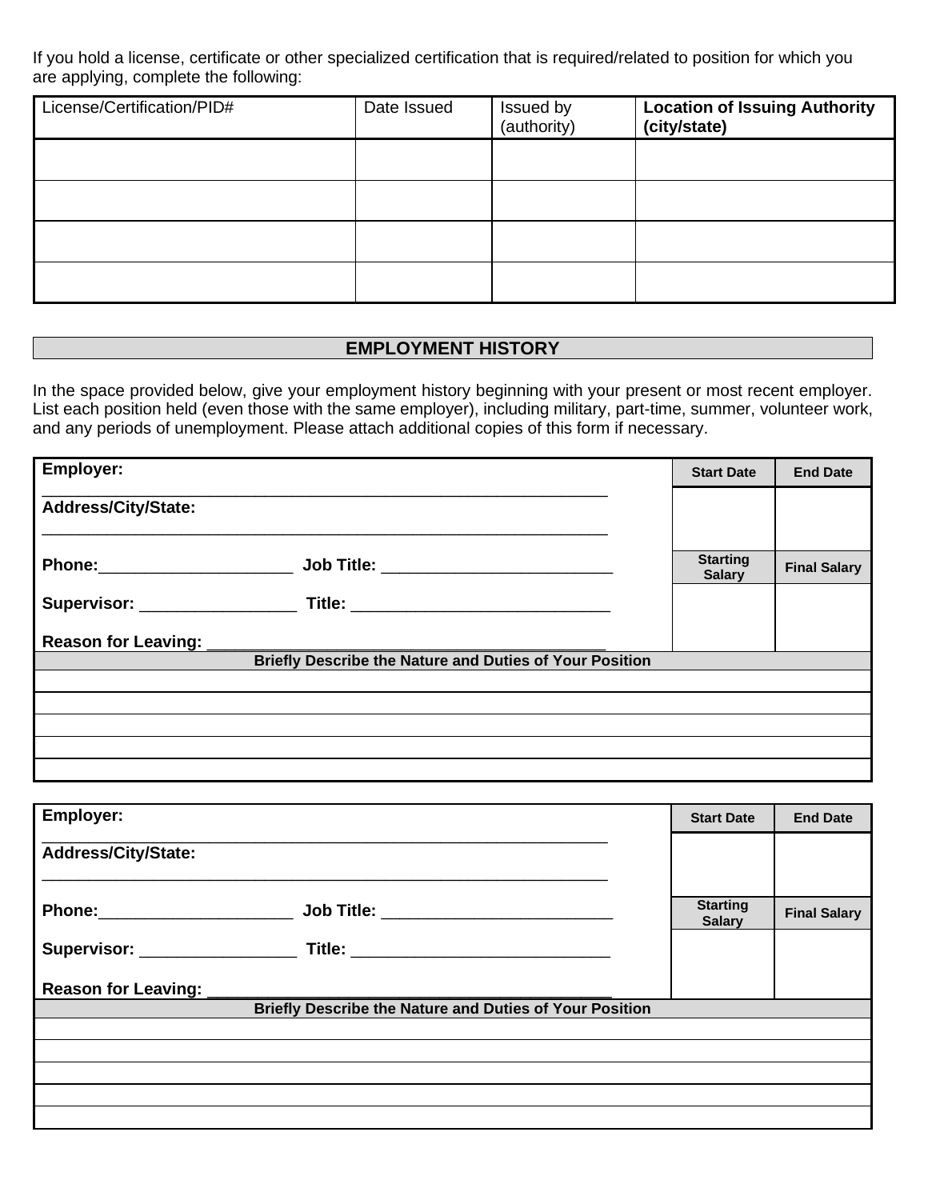If you hold a license, certificate or other specialized certification that is required/related to position for which you are applying, complete the following:

| License/Certification/PID# | Date Issued | Issued by (authority) | **Location of Issuing Authority (city/state)** |
|---|---|---|---|
| | | | |
| | | | |
| | | | |
| | | | |

## EMPLOYMENT HISTORY

In the space provided below, give your employment history beginning with your present or most recent employer. List each position held (even those with the same employer), including military, part-time, summer, volunteer work, and any periods of unemployment. Please attach additional copies of this form if necessary.

**Employer:** ______________________________________________________________

**Address/City/State:** ______________________________________________________________

**Phone:**_____________________ **Job Title:** _________________________

**Supervisor:** _________________ **Title:** ____________________________

**Reason for Leaving:** ___________________________________________

| Start Date | End Date |
|---|---|
| | |

| Starting Salary | Final Salary |
|---|---|
| | |

| Briefly Describe the Nature and Duties of Your Position |
|---|
| |
| |
| |
| |
| |

**Employer:** ______________________________________________________________

**Address/City/State:** ______________________________________________________________

**Phone:**_____________________ **Job Title:** _________________________

**Supervisor:** _________________ **Title:** ____________________________

**Reason for Leaving:** ___________________________________________

| Start Date | End Date |
|---|---|
| | |

| Starting Salary | Final Salary |
|---|---|
| | |

| Briefly Describe the Nature and Duties of Your Position |
|---|
| |
| |
| |
| |
| |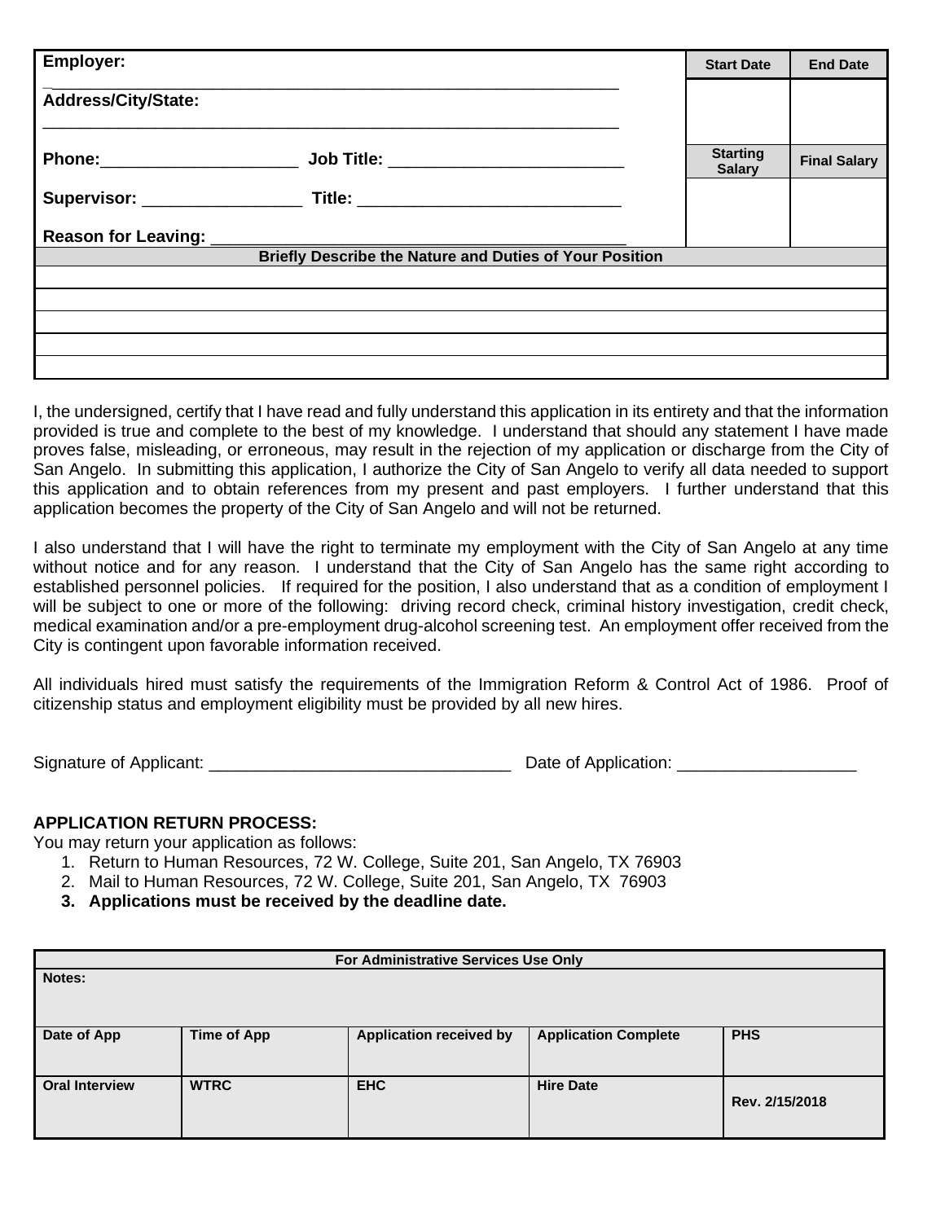| Employer: | Start Date | End Date |
|---|---|---|
| Address/City/State: | | |
| Phone:_____________________ Job Title: _________________________ | Starting Salary | Final Salary |
| Supervisor: _________________ Title: ____________________________ | | |
| Reason for Leaving: _____________________________________________ | | |

| Briefly Describe the Nature and Duties of Your Position |
|---|
| |
| |
| |
| |
| |

I, the undersigned, certify that I have read and fully understand this application in its entirety and that the information provided is true and complete to the best of my knowledge. I understand that should any statement I have made proves false, misleading, or erroneous, may result in the rejection of my application or discharge from the City of San Angelo. In submitting this application, I authorize the City of San Angelo to verify all data needed to support this application and to obtain references from my present and past employers. I further understand that this application becomes the property of the City of San Angelo and will not be returned.

I also understand that I will have the right to terminate my employment with the City of San Angelo at any time without notice and for any reason. I understand that the City of San Angelo has the same right according to established personnel policies. If required for the position, I also understand that as a condition of employment I will be subject to one or more of the following: driving record check, criminal history investigation, credit check, medical examination and/or a pre-employment drug-alcohol screening test. An employment offer received from the City is contingent upon favorable information received.

All individuals hired must satisfy the requirements of the Immigration Reform & Control Act of 1986. Proof of citizenship status and employment eligibility must be provided by all new hires.

Signature of Applicant: _______________________________ Date of Application: ___________________

**APPLICATION RETURN PROCESS:**
You may return your application as follows:

1. Return to Human Resources, 72 W. College, Suite 201, San Angelo, TX 76903
2. Mail to Human Resources, 72 W. College, Suite 201, San Angelo, TX 76903
3. **Applications must be received by the deadline date.**

| For Administrative Services Use Only | | | | |
|---|---|---|---|---|
| Notes: | | | | |
| Date of App | Time of App | Application received by | Application Complete | PHS |
| Oral Interview | WTRC | EHC | Hire Date | Rev. 2/15/2018 |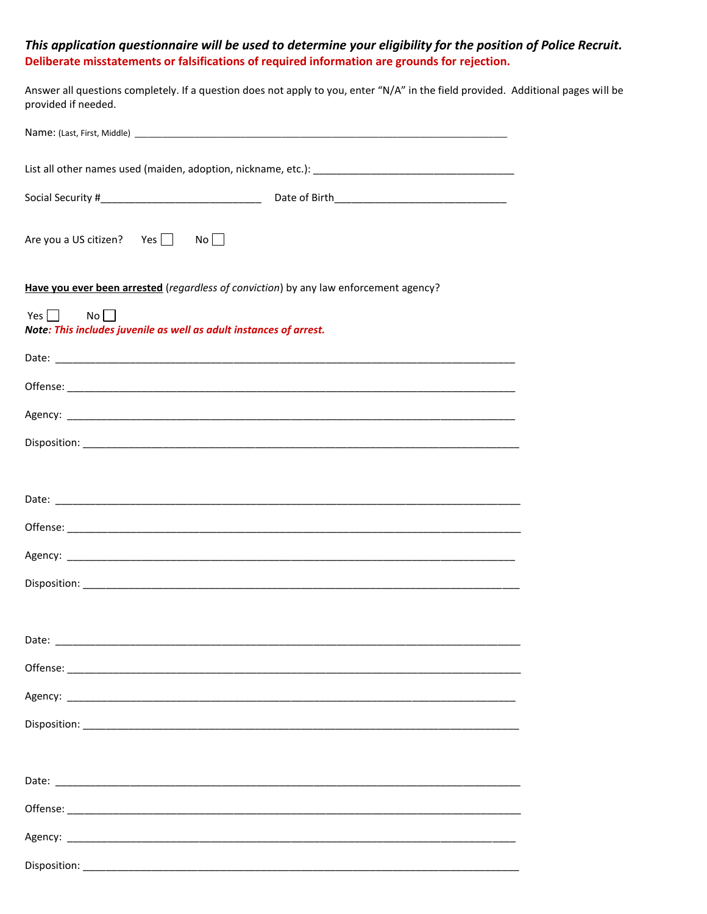***This application questionnaire will be used to determine your eligibility for the position of Police Recruit.***
**Deliberate misstatements or falsifications of required information are grounds for rejection.**

Answer all questions completely. If a question does not apply to you, enter "N/A" in the field provided. Additional pages will be provided if needed.

Name: (Last, First, Middle) ______________________________________________________________________

List all other names used (maiden, adoption, nickname, etc.): ___________________________________

Social Security #____________________________ Date of Birth______________________________

Are you a US citizen? Yes ☐ No ☐

**Have you ever been arrested** (*regardless of conviction*) by any law enforcement agency?

Yes ☐ No ☐
***Note: This includes juvenile as well as adult instances of arrest.***

Date: ________________________________________________________________________________

Offense: ______________________________________________________________________________

Agency: ______________________________________________________________________________

Disposition: ___________________________________________________________________________

Date: ________________________________________________________________________________

Offense: ______________________________________________________________________________

Agency: ______________________________________________________________________________

Disposition: ___________________________________________________________________________

Date: ________________________________________________________________________________

Offense: ______________________________________________________________________________

Agency: ______________________________________________________________________________

Disposition: ___________________________________________________________________________

Date: ________________________________________________________________________________

Offense: ______________________________________________________________________________

Agency: ______________________________________________________________________________

Disposition: ___________________________________________________________________________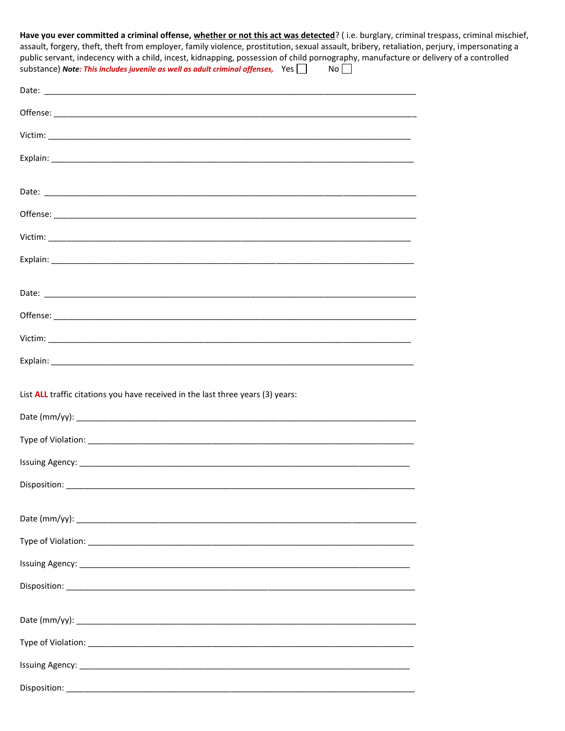**Have you ever committed a criminal offense, whether or not this act was detected**? ( i.e. burglary, criminal trespass, criminal mischief, assault, forgery, theft, theft from employer, family violence, prostitution, sexual assault, bribery, retaliation, perjury, impersonating a public servant, indecency with a child, incest, kidnapping, possession of child pornography, manufacture or delivery of a controlled substance) ***Note**: This includes juvenile as well as adult criminal offenses,* Yes ☐ No ☐

Date: ___________________________________________________________________________

Offense: _________________________________________________________________________

Victim: __________________________________________________________________________

Explain: _________________________________________________________________________

Date: ___________________________________________________________________________

Offense: _________________________________________________________________________

Victim: __________________________________________________________________________

Explain: _________________________________________________________________________

Date: ___________________________________________________________________________

Offense: _________________________________________________________________________

Victim: __________________________________________________________________________

Explain: _________________________________________________________________________

List **ALL** traffic citations you have received in the last three years (3) years:

Date (mm/yy): _____________________________________________________________________

Type of Violation: __________________________________________________________________

Issuing Agency: ____________________________________________________________________

Disposition: _______________________________________________________________________

Date (mm/yy): _____________________________________________________________________

Type of Violation: __________________________________________________________________

Issuing Agency: ____________________________________________________________________

Disposition: _______________________________________________________________________

Date (mm/yy): _____________________________________________________________________

Type of Violation: __________________________________________________________________

Issuing Agency: ____________________________________________________________________

Disposition: _______________________________________________________________________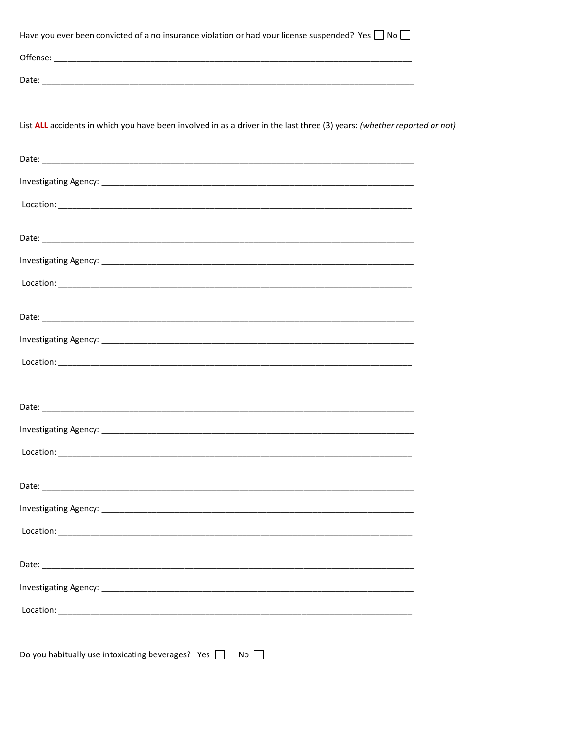Have you ever been convicted of a no insurance violation or had your license suspended? Yes ☐ No ☐

Offense: ___________________________________________________________________________

Date: ______________________________________________________________________________

List **ALL** accidents in which you have been involved in as a driver in the last three (3) years: *(whether reported or not)*

Date: ______________________________________________________________________________

Investigating Agency: ______________________________________________________________

Location: ___________________________________________________________________________

Date: ______________________________________________________________________________

Investigating Agency: ______________________________________________________________

Location: ___________________________________________________________________________

Date: ______________________________________________________________________________

Investigating Agency: ______________________________________________________________

Location: ___________________________________________________________________________

Date: ______________________________________________________________________________

Investigating Agency: ______________________________________________________________

Location: ___________________________________________________________________________

Date: ______________________________________________________________________________

Investigating Agency: ______________________________________________________________

Location: ___________________________________________________________________________

Date: ______________________________________________________________________________

Investigating Agency: ______________________________________________________________

Location: ___________________________________________________________________________

Do you habitually use intoxicating beverages? Yes ☐ No ☐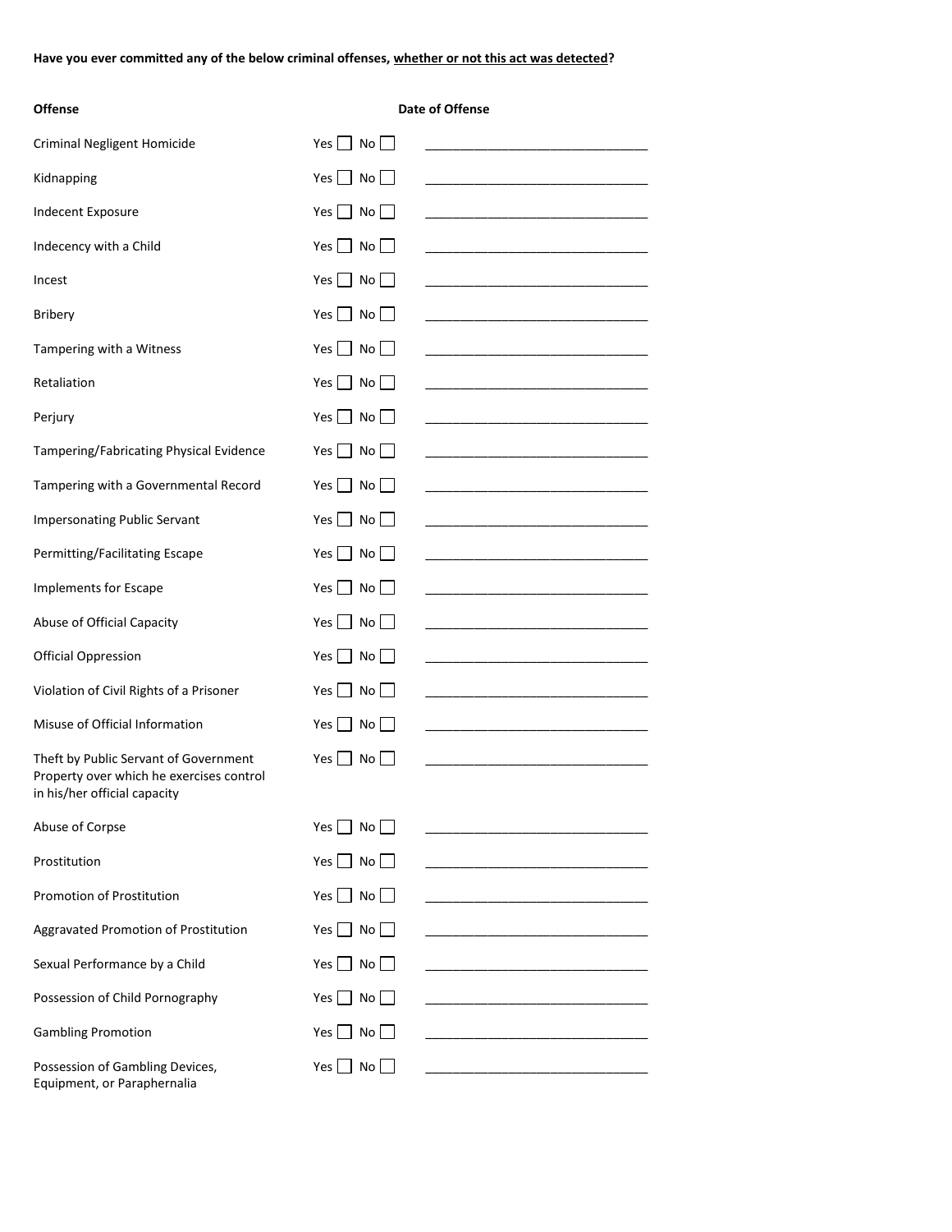**Have you ever committed any of the below criminal offenses, whether or not this act was detected?**

| Offense | | Date of Offense |
|---|---|---|
| Criminal Negligent Homicide | Yes ☐ No ☐ | ______________________________ |
| Kidnapping | Yes ☐ No ☐ | ______________________________ |
| Indecent Exposure | Yes ☐ No ☐ | ______________________________ |
| Indecency with a Child | Yes ☐ No ☐ | ______________________________ |
| Incest | Yes ☐ No ☐ | ______________________________ |
| Bribery | Yes ☐ No ☐ | ______________________________ |
| Tampering with a Witness | Yes ☐ No ☐ | ______________________________ |
| Retaliation | Yes ☐ No ☐ | ______________________________ |
| Perjury | Yes ☐ No ☐ | ______________________________ |
| Tampering/Fabricating Physical Evidence | Yes ☐ No ☐ | ______________________________ |
| Tampering with a Governmental Record | Yes ☐ No ☐ | ______________________________ |
| Impersonating Public Servant | Yes ☐ No ☐ | ______________________________ |
| Permitting/Facilitating Escape | Yes ☐ No ☐ | ______________________________ |
| Implements for Escape | Yes ☐ No ☐ | ______________________________ |
| Abuse of Official Capacity | Yes ☐ No ☐ | ______________________________ |
| Official Oppression | Yes ☐ No ☐ | ______________________________ |
| Violation of Civil Rights of a Prisoner | Yes ☐ No ☐ | ______________________________ |
| Misuse of Official Information | Yes ☐ No ☐ | ______________________________ |
| Theft by Public Servant of Government Property over which he exercises control in his/her official capacity | Yes ☐ No ☐ | ______________________________ |
| Abuse of Corpse | Yes ☐ No ☐ | ______________________________ |
| Prostitution | Yes ☐ No ☐ | ______________________________ |
| Promotion of Prostitution | Yes ☐ No ☐ | ______________________________ |
| Aggravated Promotion of Prostitution | Yes ☐ No ☐ | ______________________________ |
| Sexual Performance by a Child | Yes ☐ No ☐ | ______________________________ |
| Possession of Child Pornography | Yes ☐ No ☐ | ______________________________ |
| Gambling Promotion | Yes ☐ No ☐ | ______________________________ |
| Possession of Gambling Devices, Equipment, or Paraphernalia | Yes ☐ No ☐ | ______________________________ |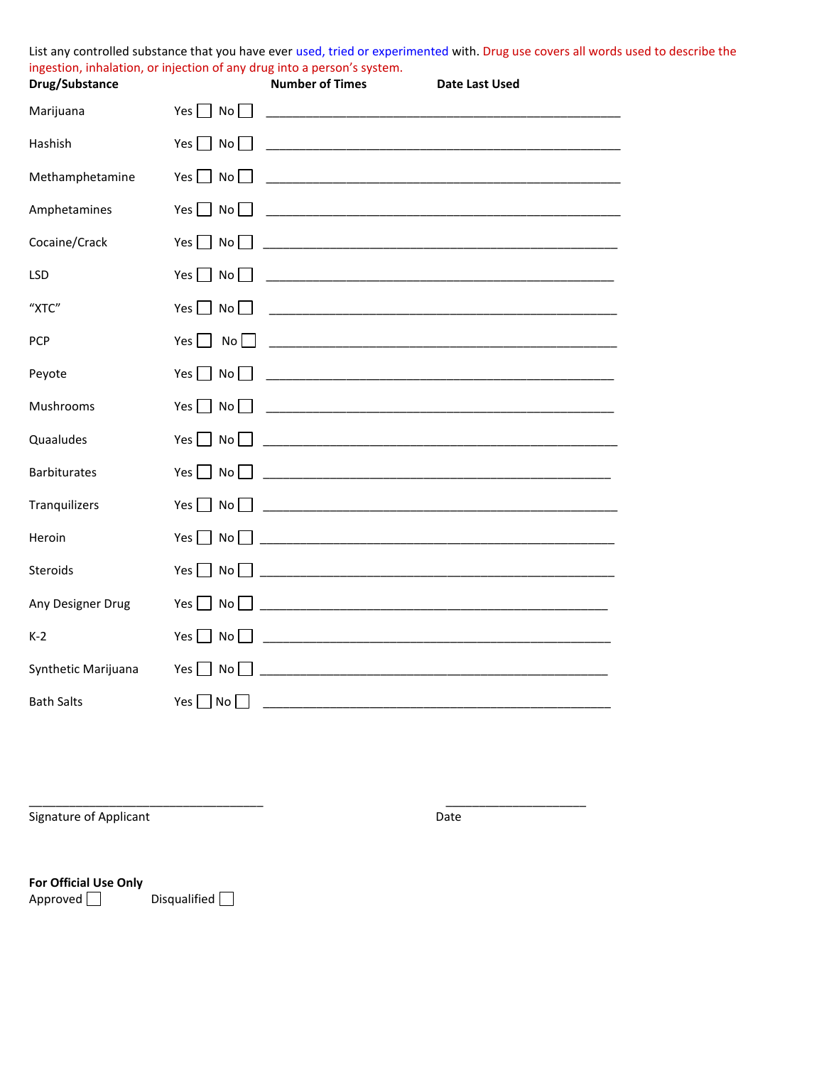List any controlled substance that you have ever used, tried or experimented with. Drug use covers all words used to describe the ingestion, inhalation, or injection of any drug into a person's system.

| Drug/Substance | | Number of Times | Date Last Used |
|---|---|---|---|
| Marijuana | Yes ☐ No ☐ | | |
| Hashish | Yes ☐ No ☐ | | |
| Methamphetamine | Yes ☐ No ☐ | | |
| Amphetamines | Yes ☐ No ☐ | | |
| Cocaine/Crack | Yes ☐ No ☐ | | |
| LSD | Yes ☐ No ☐ | | |
| "XTC" | Yes ☐ No ☐ | | |
| PCP | Yes ☐ No ☐ | | |
| Peyote | Yes ☐ No ☐ | | |
| Mushrooms | Yes ☐ No ☐ | | |
| Quaaludes | Yes ☐ No ☐ | | |
| Barbiturates | Yes ☐ No ☐ | | |
| Tranquilizers | Yes ☐ No ☐ | | |
| Heroin | Yes ☐ No ☐ | | |
| Steroids | Yes ☐ No ☐ | | |
| Any Designer Drug | Yes ☐ No ☐ | | |
| K-2 | Yes ☐ No ☐ | | |
| Synthetic Marijuana | Yes ☐ No ☐ | | |
| Bath Salts | Yes ☐ No ☐ | | |

_________________________________ Signature of Applicant

_____________________ Date

**For Official Use Only**

Approved ☐ Disqualified ☐